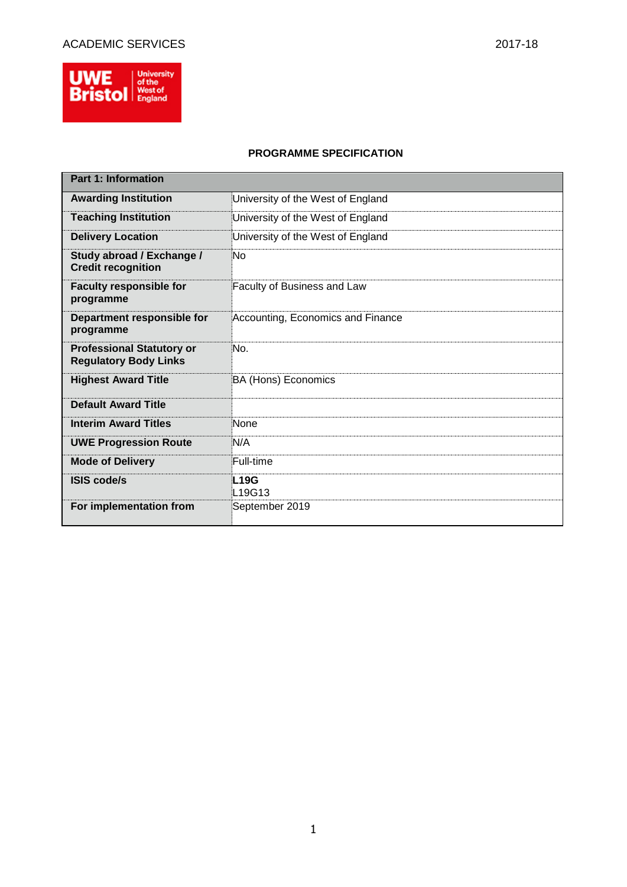ACADEMIC SERVICES 2017-18

## PROGRAMME SPECIFICATION

| Part 1: Information | |
|---|---|
| **Awarding Institution** | University of the West of England |
| **Teaching Institution** | University of the West of England |
| **Delivery Location** | University of the West of England |
| **Study abroad / Exchange / Credit recognition** | No |
| **Faculty responsible for programme** | Faculty of Business and Law |
| **Department responsible for programme** | Accounting, Economics and Finance |
| **Professional Statutory or Regulatory Body Links** | No. |
| **Highest Award Title** | BA (Hons) Economics |
| **Default Award Title** | |
| **Interim Award Titles** | None |
| **UWE Progression Route** | N/A |
| **Mode of Delivery** | Full-time |
| **ISIS code/s** | **L19G**<br>L19G13 |
| **For implementation from** | September 2019 |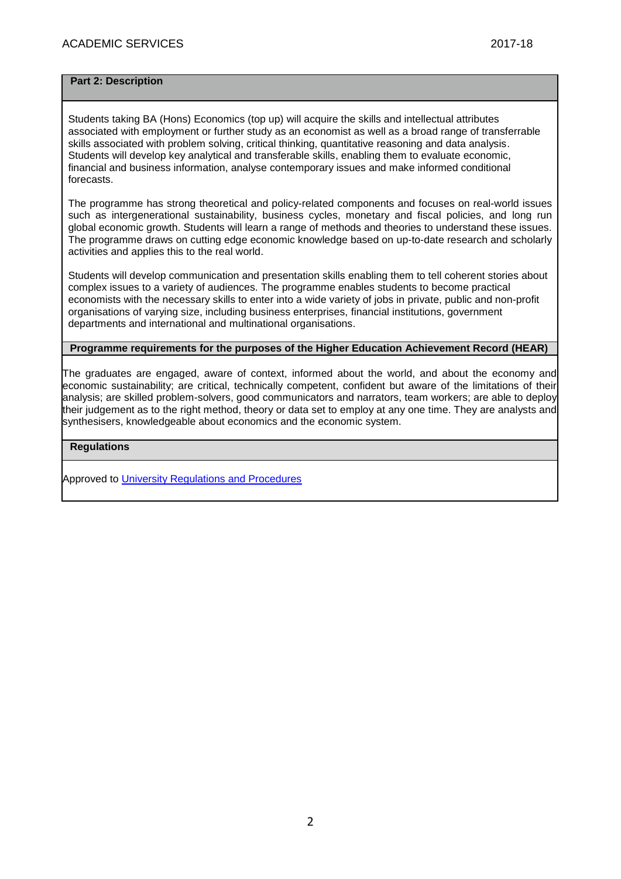## Part 2: Description

Students taking BA (Hons) Economics (top up) will acquire the skills and intellectual attributes associated with employment or further study as an economist as well as a broad range of transferrable skills associated with problem solving, critical thinking, quantitative reasoning and data analysis. Students will develop key analytical and transferable skills, enabling them to evaluate economic, financial and business information, analyse contemporary issues and make informed conditional forecasts.

The programme has strong theoretical and policy-related components and focuses on real-world issues such as intergenerational sustainability, business cycles, monetary and fiscal policies, and long run global economic growth. Students will learn a range of methods and theories to understand these issues. The programme draws on cutting edge economic knowledge based on up-to-date research and scholarly activities and applies this to the real world.

Students will develop communication and presentation skills enabling them to tell coherent stories about complex issues to a variety of audiences. The programme enables students to become practical economists with the necessary skills to enter into a wide variety of jobs in private, public and non-profit organisations of varying size, including business enterprises, financial institutions, government departments and international and multinational organisations.

### Programme requirements for the purposes of the Higher Education Achievement Record (HEAR)

The graduates are engaged, aware of context, informed about the world, and about the economy and economic sustainability; are critical, technically competent, confident but aware of the limitations of their analysis; are skilled problem-solvers, good communicators and narrators, team workers; are able to deploy their judgement as to the right method, theory or data set to employ at any one time. They are analysts and synthesisers, knowledgeable about economics and the economic system.

### Regulations

Approved to University Regulations and Procedures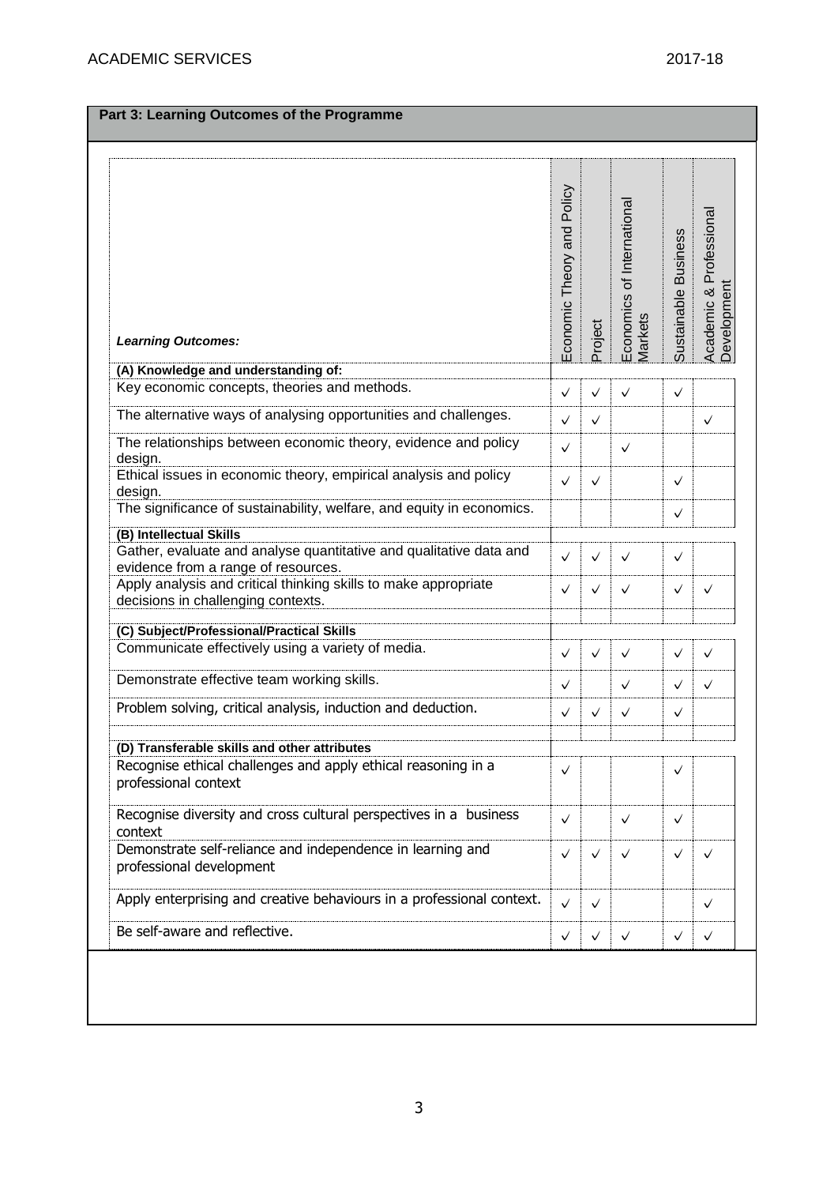## Part 3: Learning Outcomes of the Programme

| *Learning Outcomes:* | Economic Theory and Policy | Project | Economics of International Markets | Sustainable Business | Academic & Professional Development |
|---|---|---|---|---|---|
| **(A) Knowledge and understanding of:** | | | | | |
| Key economic concepts, theories and methods. | ✓ | ✓ | ✓ | ✓ | |
| The alternative ways of analysing opportunities and challenges. | ✓ | ✓ | | | ✓ |
| The relationships between economic theory, evidence and policy design. | ✓ | | ✓ | | |
| Ethical issues in economic theory, empirical analysis and policy design. | ✓ | ✓ | | ✓ | |
| The significance of sustainability, welfare, and equity in economics. | | | | ✓ | |
| **(B) Intellectual Skills** | | | | | |
| Gather, evaluate and analyse quantitative and qualitative data and evidence from a range of resources. | ✓ | ✓ | ✓ | ✓ | |
| Apply analysis and critical thinking skills to make appropriate decisions in challenging contexts. | ✓ | ✓ | ✓ | ✓ | ✓ |
| **(C) Subject/Professional/Practical Skills** | | | | | |
| Communicate effectively using a variety of media. | ✓ | ✓ | ✓ | ✓ | ✓ |
| Demonstrate effective team working skills. | ✓ | | ✓ | ✓ | ✓ |
| Problem solving, critical analysis, induction and deduction. | ✓ | ✓ | ✓ | ✓ | |
| **(D) Transferable skills and other attributes** | | | | | |
| Recognise ethical challenges and apply ethical reasoning in a professional context | ✓ | | | ✓ | |
| Recognise diversity and cross cultural perspectives in a business context | ✓ | | ✓ | ✓ | |
| Demonstrate self-reliance and independence in learning and professional development | ✓ | ✓ | ✓ | ✓ | ✓ |
| Apply enterprising and creative behaviours in a professional context. | ✓ | ✓ | | | ✓ |
| Be self-aware and reflective. | ✓ | ✓ | ✓ | ✓ | ✓ |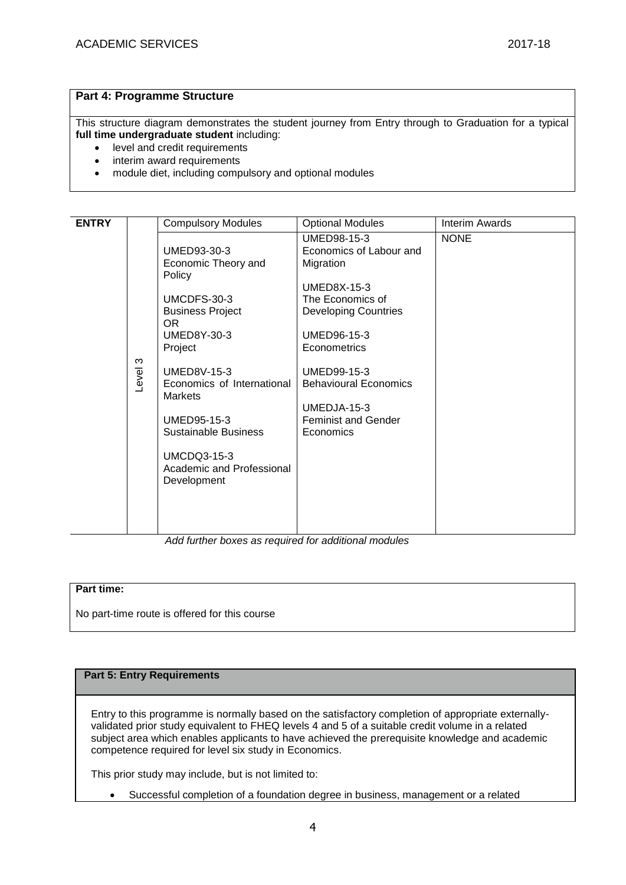**Part 4: Programme Structure**

This structure diagram demonstrates the student journey from Entry through to Graduation for a typical **full time undergraduate student** including:

- level and credit requirements
- interim award requirements
- module diet, including compulsory and optional modules

| ENTRY | | Compulsory Modules | Optional Modules | Interim Awards |
|---|---|---|---|---|
| | Level 3 | UMED93-30-3<br>Economic Theory and Policy<br><br>UMCDFS-30-3<br>Business Project<br>OR<br>UMED8Y-30-3<br>Project<br><br>UMED8V-15-3<br>Economics of International Markets<br><br>UMED95-15-3<br>Sustainable Business<br><br>UMCDQ3-15-3<br>Academic and Professional Development | UMED98-15-3<br>Economics of Labour and Migration<br><br>UMED8X-15-3<br>The Economics of Developing Countries<br><br>UMED96-15-3<br>Econometrics<br><br>UMED99-15-3<br>Behavioural Economics<br><br>UMEDJA-15-3<br>Feminist and Gender Economics | NONE |

*Add further boxes as required for additional modules*

**Part time:**

No part-time route is offered for this course

**Part 5: Entry Requirements**

Entry to this programme is normally based on the satisfactory completion of appropriate externally-validated prior study equivalent to FHEQ levels 4 and 5 of a suitable credit volume in a related subject area which enables applicants to have achieved the prerequisite knowledge and academic competence required for level six study in Economics.

This prior study may include, but is not limited to:

- Successful completion of a foundation degree in business, management or a related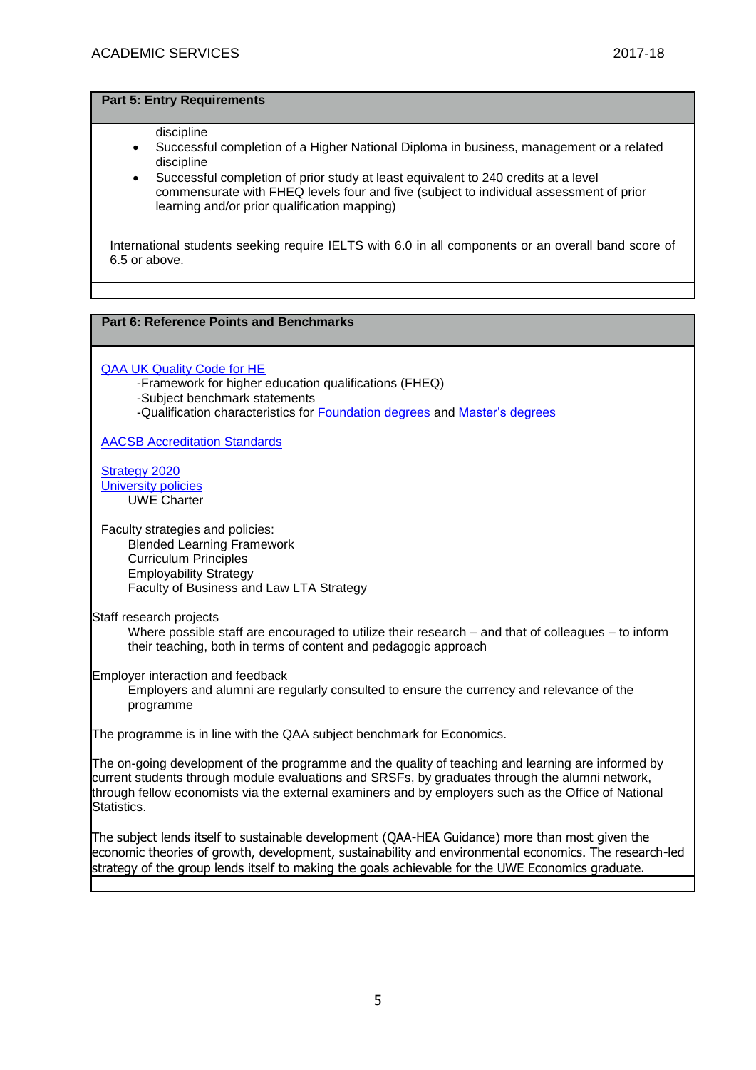## Part 5: Entry Requirements

discipline

- Successful completion of a Higher National Diploma in business, management or a related discipline
- Successful completion of prior study at least equivalent to 240 credits at a level commensurate with FHEQ levels four and five (subject to individual assessment of prior learning and/or prior qualification mapping)

International students seeking require IELTS with 6.0 in all components or an overall band score of 6.5 or above.

## Part 6: Reference Points and Benchmarks

QAA UK Quality Code for HE

- -Framework for higher education qualifications (FHEQ)
- -Subject benchmark statements
- -Qualification characteristics for Foundation degrees and Master's degrees

AACSB Accreditation Standards

Strategy 2020
University policies
UWE Charter

Faculty strategies and policies:
Blended Learning Framework
Curriculum Principles
Employability Strategy
Faculty of Business and Law LTA Strategy

Staff research projects
Where possible staff are encouraged to utilize their research – and that of colleagues – to inform their teaching, both in terms of content and pedagogic approach

Employer interaction and feedback
Employers and alumni are regularly consulted to ensure the currency and relevance of the programme

The programme is in line with the QAA subject benchmark for Economics.

The on-going development of the programme and the quality of teaching and learning are informed by current students through module evaluations and SRSFs, by graduates through the alumni network, through fellow economists via the external examiners and by employers such as the Office of National Statistics.

The subject lends itself to sustainable development (QAA-HEA Guidance) more than most given the economic theories of growth, development, sustainability and environmental economics. The research-led strategy of the group lends itself to making the goals achievable for the UWE Economics graduate.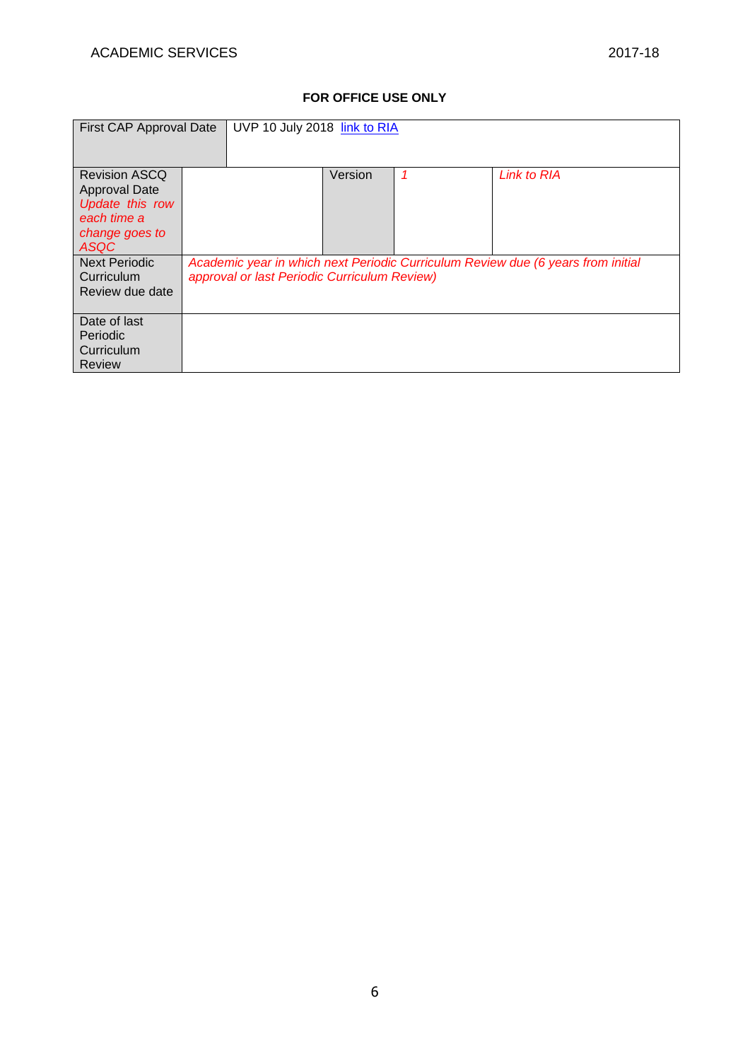**FOR OFFICE USE ONLY**

| | | | | |
|---|---|---|---|---|
| First CAP Approval Date | UVP 10 July 2018 [link to RIA] | | | |
| Revision ASCQ Approval Date *Update this row each time a change goes to ASQC* | | Version | *1* | *Link to RIA* |
| Next Periodic Curriculum Review due date | *Academic year in which next Periodic Curriculum Review due (6 years from initial approval or last Periodic Curriculum Review)* | | | |
| Date of last Periodic Curriculum Review | | | | |